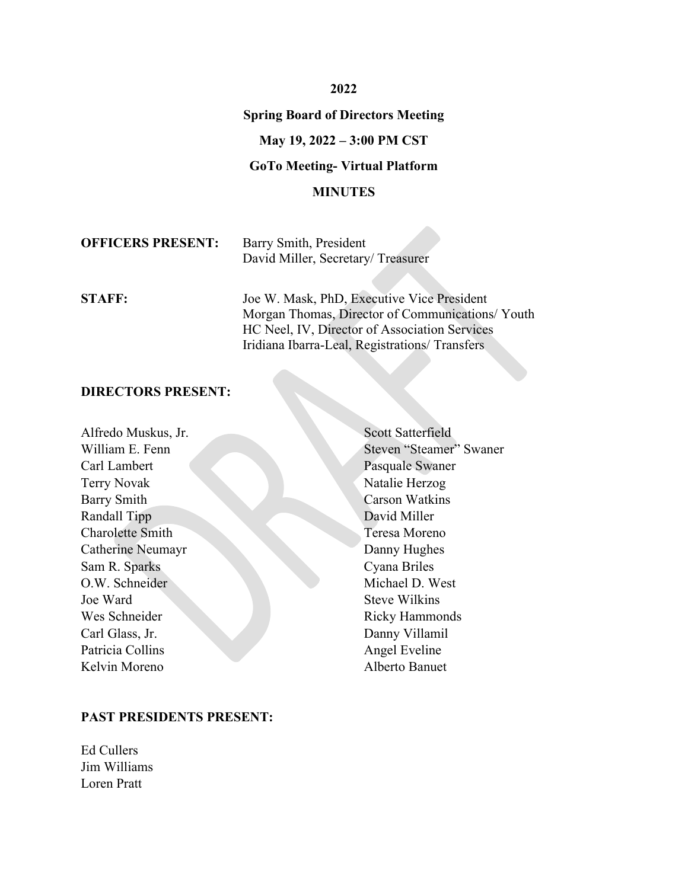**2022**

**Spring Board of Directors Meeting**

**May 19, 2022 – 3:00 PM CST**

**GoTo Meeting- Virtual Platform**

**MINUTES**

**OFFICERS PRESENT:** Barry Smith, President
David Miller, Secretary/ Treasurer

**STAFF:** Joe W. Mask, PhD, Executive Vice President
Morgan Thomas, Director of Communications/ Youth
HC Neel, IV, Director of Association Services
Iridiana Ibarra-Leal, Registrations/ Transfers

**DIRECTORS PRESENT:**

Alfredo Muskus, Jr.
William E. Fenn
Carl Lambert
Terry Novak
Barry Smith
Randall Tipp
Charolette Smith
Catherine Neumayr
Sam R. Sparks
O.W. Schneider
Joe Ward
Wes Schneider
Carl Glass, Jr.
Patricia Collins
Kelvin Moreno
Scott Satterfield
Steven "Steamer" Swaner
Pasquale Swaner
Natalie Herzog
Carson Watkins
David Miller
Teresa Moreno
Danny Hughes
Cyana Briles
Michael D. West
Steve Wilkins
Ricky Hammonds
Danny Villamil
Angel Eveline
Alberto Banuet

**PAST PRESIDENTS PRESENT:**

Ed Cullers
Jim Williams
Loren Pratt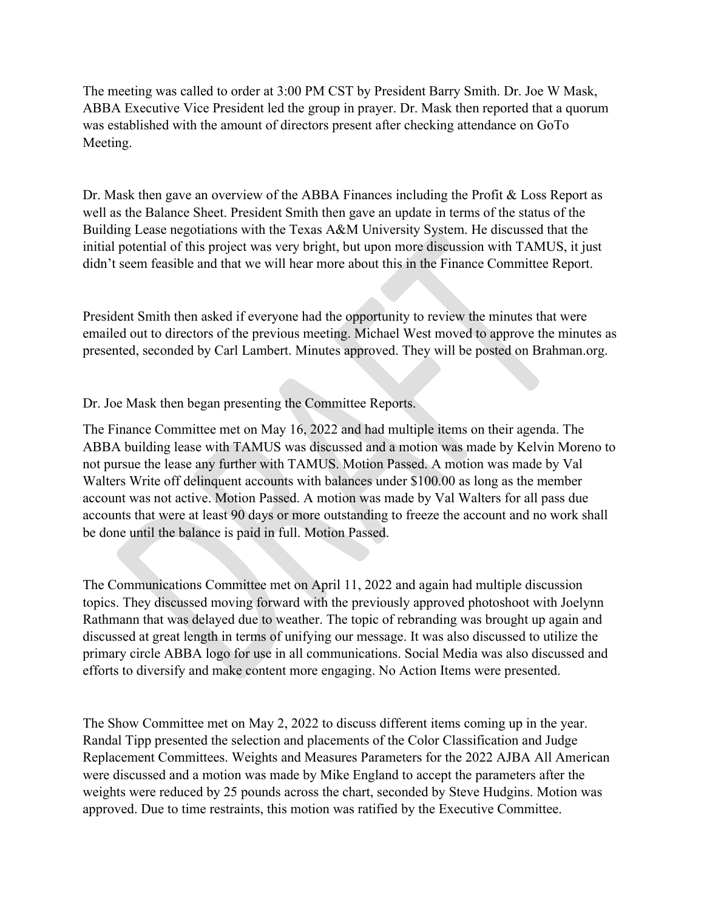The meeting was called to order at 3:00 PM CST by President Barry Smith. Dr. Joe W Mask, ABBA Executive Vice President led the group in prayer. Dr. Mask then reported that a quorum was established with the amount of directors present after checking attendance on GoTo Meeting.

Dr. Mask then gave an overview of the ABBA Finances including the Profit & Loss Report as well as the Balance Sheet. President Smith then gave an update in terms of the status of the Building Lease negotiations with the Texas A&M University System. He discussed that the initial potential of this project was very bright, but upon more discussion with TAMUS, it just didn't seem feasible and that we will hear more about this in the Finance Committee Report.

President Smith then asked if everyone had the opportunity to review the minutes that were emailed out to directors of the previous meeting. Michael West moved to approve the minutes as presented, seconded by Carl Lambert. Minutes approved. They will be posted on Brahman.org.

Dr. Joe Mask then began presenting the Committee Reports.

The Finance Committee met on May 16, 2022 and had multiple items on their agenda. The ABBA building lease with TAMUS was discussed and a motion was made by Kelvin Moreno to not pursue the lease any further with TAMUS. Motion Passed. A motion was made by Val Walters Write off delinquent accounts with balances under $100.00 as long as the member account was not active. Motion Passed. A motion was made by Val Walters for all pass due accounts that were at least 90 days or more outstanding to freeze the account and no work shall be done until the balance is paid in full. Motion Passed.

The Communications Committee met on April 11, 2022 and again had multiple discussion topics. They discussed moving forward with the previously approved photoshoot with Joelynn Rathmann that was delayed due to weather. The topic of rebranding was brought up again and discussed at great length in terms of unifying our message. It was also discussed to utilize the primary circle ABBA logo for use in all communications. Social Media was also discussed and efforts to diversify and make content more engaging. No Action Items were presented.

The Show Committee met on May 2, 2022 to discuss different items coming up in the year. Randal Tipp presented the selection and placements of the Color Classification and Judge Replacement Committees. Weights and Measures Parameters for the 2022 AJBA All American were discussed and a motion was made by Mike England to accept the parameters after the weights were reduced by 25 pounds across the chart, seconded by Steve Hudgins. Motion was approved. Due to time restraints, this motion was ratified by the Executive Committee.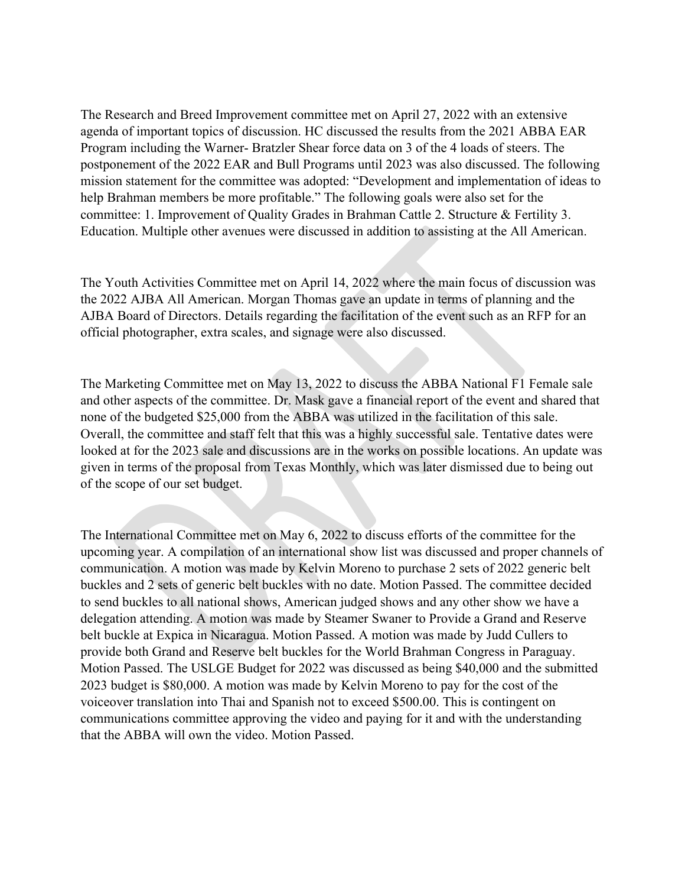The Research and Breed Improvement committee met on April 27, 2022 with an extensive agenda of important topics of discussion. HC discussed the results from the 2021 ABBA EAR Program including the Warner- Bratzler Shear force data on 3 of the 4 loads of steers. The postponement of the 2022 EAR and Bull Programs until 2023 was also discussed. The following mission statement for the committee was adopted: "Development and implementation of ideas to help Brahman members be more profitable." The following goals were also set for the committee: 1. Improvement of Quality Grades in Brahman Cattle 2. Structure & Fertility 3. Education. Multiple other avenues were discussed in addition to assisting at the All American.

The Youth Activities Committee met on April 14, 2022 where the main focus of discussion was the 2022 AJBA All American. Morgan Thomas gave an update in terms of planning and the AJBA Board of Directors. Details regarding the facilitation of the event such as an RFP for an official photographer, extra scales, and signage were also discussed.

The Marketing Committee met on May 13, 2022 to discuss the ABBA National F1 Female sale and other aspects of the committee. Dr. Mask gave a financial report of the event and shared that none of the budgeted $25,000 from the ABBA was utilized in the facilitation of this sale. Overall, the committee and staff felt that this was a highly successful sale. Tentative dates were looked at for the 2023 sale and discussions are in the works on possible locations. An update was given in terms of the proposal from Texas Monthly, which was later dismissed due to being out of the scope of our set budget.

The International Committee met on May 6, 2022 to discuss efforts of the committee for the upcoming year. A compilation of an international show list was discussed and proper channels of communication. A motion was made by Kelvin Moreno to purchase 2 sets of 2022 generic belt buckles and 2 sets of generic belt buckles with no date. Motion Passed. The committee decided to send buckles to all national shows, American judged shows and any other show we have a delegation attending. A motion was made by Steamer Swaner to Provide a Grand and Reserve belt buckle at Expica in Nicaragua. Motion Passed. A motion was made by Judd Cullers to provide both Grand and Reserve belt buckles for the World Brahman Congress in Paraguay. Motion Passed. The USLGE Budget for 2022 was discussed as being $40,000 and the submitted 2023 budget is $80,000. A motion was made by Kelvin Moreno to pay for the cost of the voiceover translation into Thai and Spanish not to exceed $500.00. This is contingent on communications committee approving the video and paying for it and with the understanding that the ABBA will own the video. Motion Passed.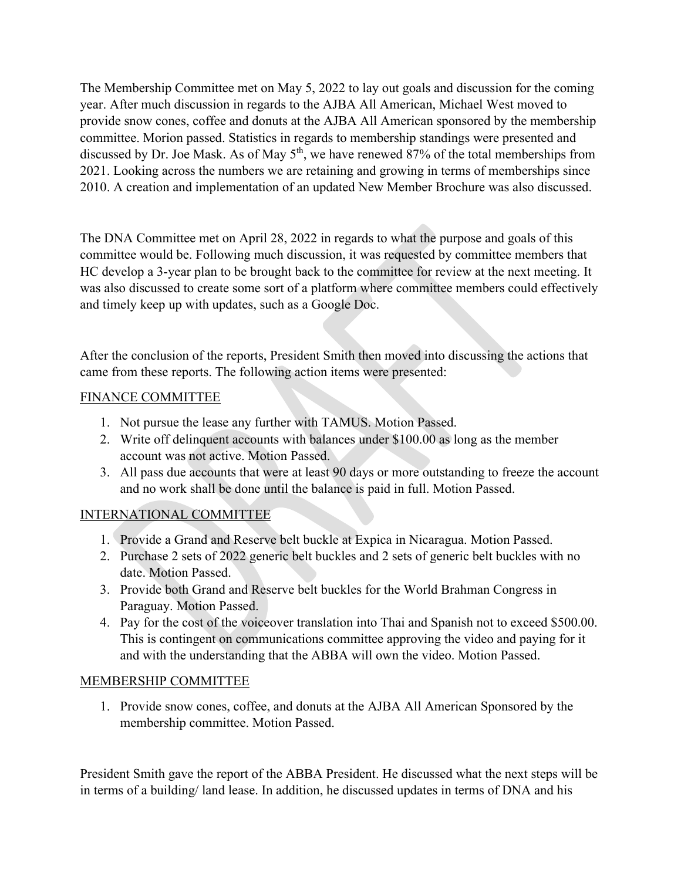The Membership Committee met on May 5, 2022 to lay out goals and discussion for the coming year. After much discussion in regards to the AJBA All American, Michael West moved to provide snow cones, coffee and donuts at the AJBA All American sponsored by the membership committee. Morion passed. Statistics in regards to membership standings were presented and discussed by Dr. Joe Mask. As of May 5th, we have renewed 87% of the total memberships from 2021. Looking across the numbers we are retaining and growing in terms of memberships since 2010. A creation and implementation of an updated New Member Brochure was also discussed.

The DNA Committee met on April 28, 2022 in regards to what the purpose and goals of this committee would be. Following much discussion, it was requested by committee members that HC develop a 3-year plan to be brought back to the committee for review at the next meeting. It was also discussed to create some sort of a platform where committee members could effectively and timely keep up with updates, such as a Google Doc.

After the conclusion of the reports, President Smith then moved into discussing the actions that came from these reports. The following action items were presented:

FINANCE COMMITTEE

1. Not pursue the lease any further with TAMUS. Motion Passed.
2. Write off delinquent accounts with balances under $100.00 as long as the member account was not active. Motion Passed.
3. All pass due accounts that were at least 90 days or more outstanding to freeze the account and no work shall be done until the balance is paid in full. Motion Passed.

INTERNATIONAL COMMITTEE

1. Provide a Grand and Reserve belt buckle at Expica in Nicaragua. Motion Passed.
2. Purchase 2 sets of 2022 generic belt buckles and 2 sets of generic belt buckles with no date. Motion Passed.
3. Provide both Grand and Reserve belt buckles for the World Brahman Congress in Paraguay. Motion Passed.
4. Pay for the cost of the voiceover translation into Thai and Spanish not to exceed $500.00. This is contingent on communications committee approving the video and paying for it and with the understanding that the ABBA will own the video. Motion Passed.

MEMBERSHIP COMMITTEE

1. Provide snow cones, coffee, and donuts at the AJBA All American Sponsored by the membership committee. Motion Passed.

President Smith gave the report of the ABBA President. He discussed what the next steps will be in terms of a building/ land lease. In addition, he discussed updates in terms of DNA and his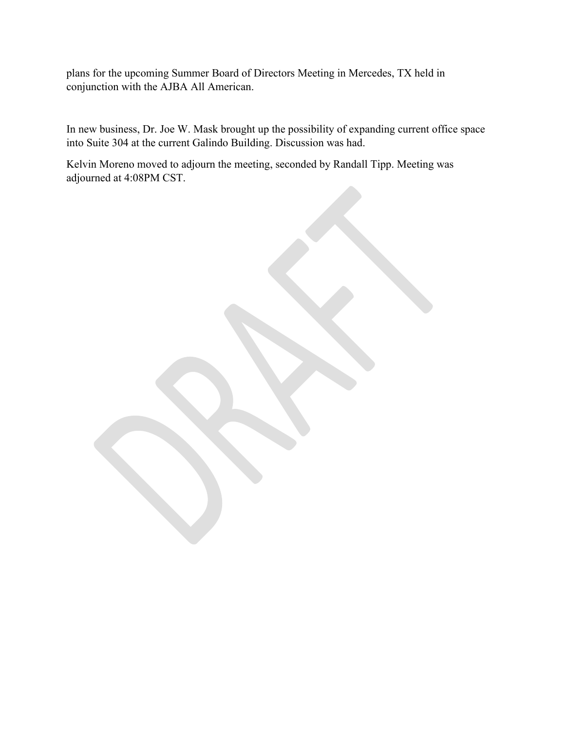plans for the upcoming Summer Board of Directors Meeting in Mercedes, TX held in conjunction with the AJBA All American.

In new business, Dr. Joe W. Mask brought up the possibility of expanding current office space into Suite 304 at the current Galindo Building. Discussion was had.

Kelvin Moreno moved to adjourn the meeting, seconded by Randall Tipp. Meeting was adjourned at 4:08PM CST.